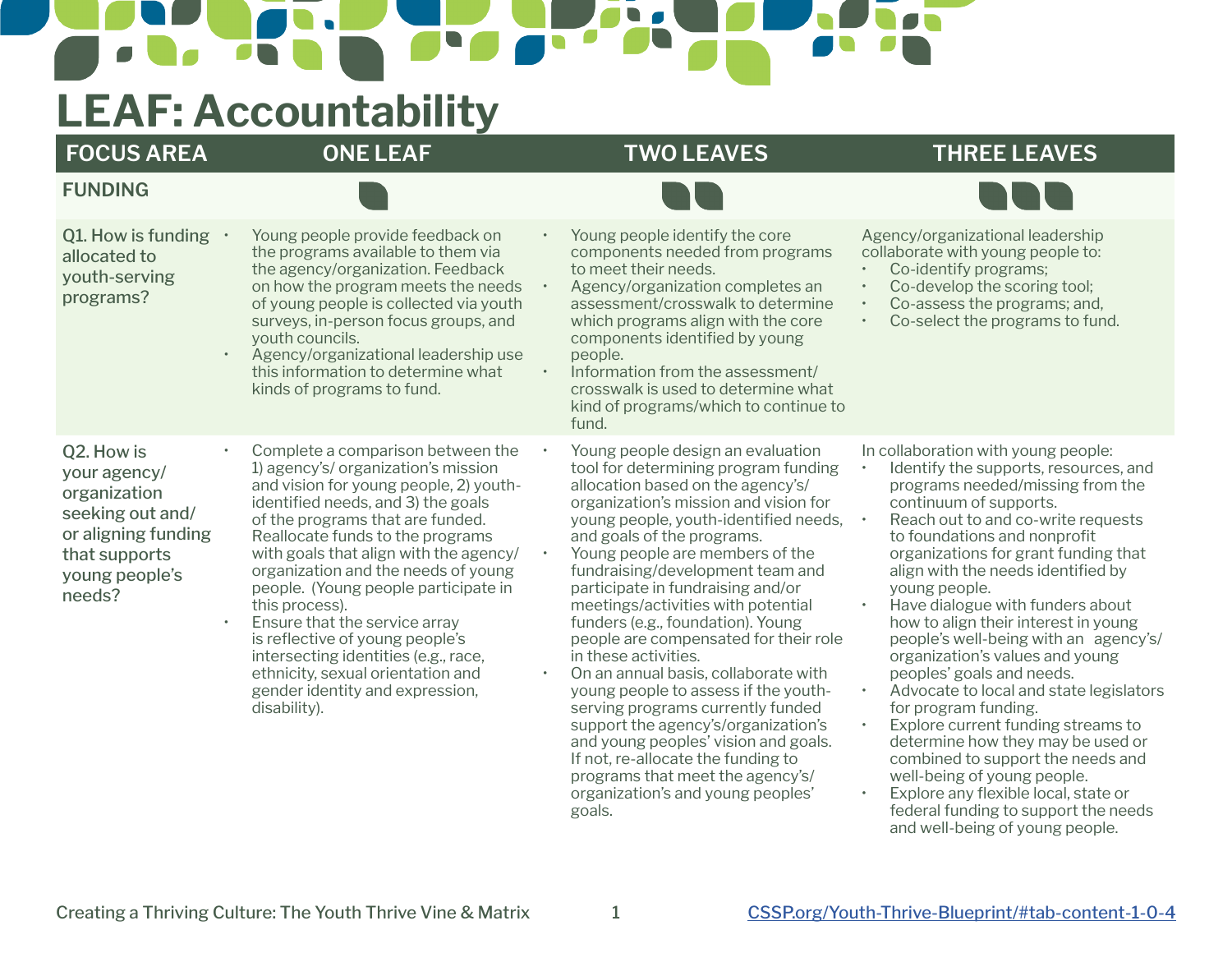# LEAF: Accountability

| FOCUS AREA | ONE LEAF | TWO LEAVES | THREE LEAVES |
|---|---|---|---|
| **FUNDING** | | | |
| Q1. How is funding allocated to youth-serving programs? | • Young people provide feedback on the programs available to them via the agency/organization. Feedback on how the program meets the needs of young people is collected via youth surveys, in-person focus groups, and youth councils.<br>• Agency/organizational leadership use this information to determine what kinds of programs to fund. | • Young people identify the core components needed from programs to meet their needs.<br>• Agency/organization completes an assessment/crosswalk to determine which programs align with the core components identified by young people.<br>• Information from the assessment/crosswalk is used to determine what kind of programs/which to continue to fund. | Agency/organizational leadership collaborate with young people to:<br>• Co-identify programs;<br>• Co-develop the scoring tool;<br>• Co-assess the programs; and,<br>• Co-select the programs to fund. |
| Q2. How is your agency/ organization seeking out and/ or aligning funding that supports young people's needs? | • Complete a comparison between the 1) agency's/ organization's mission and vision for young people, 2) youth-identified needs, and 3) the goals of the programs that are funded. Reallocate funds to the programs with goals that align with the agency/ organization and the needs of young people. (Young people participate in this process).<br>• Ensure that the service array is reflective of young people's intersecting identities (e.g., race, ethnicity, sexual orientation and gender identity and expression, disability). | • Young people design an evaluation tool for determining program funding allocation based on the agency's/ organization's mission and vision for young people, youth-identified needs, and goals of the programs.<br>• Young people are members of the fundraising/development team and participate in fundraising and/or meetings/activities with potential funders (e.g., foundation). Young people are compensated for their role in these activities.<br>• On an annual basis, collaborate with young people to assess if the youth-serving programs currently funded support the agency's/organization's and young peoples' vision and goals. If not, re-allocate the funding to programs that meet the agency's/ organization's and young peoples' goals. | In collaboration with young people:<br>• Identify the supports, resources, and programs needed/missing from the continuum of supports.<br>• Reach out to and co-write requests to foundations and nonprofit organizations for grant funding that align with the needs identified by young people.<br>• Have dialogue with funders about how to align their interest in young people's well-being with an agency's/ organization's values and young peoples' goals and needs.<br>• Advocate to local and state legislators for program funding.<br>• Explore current funding streams to determine how they may be used or combined to support the needs and well-being of young people.<br>• Explore any flexible local, state or federal funding to support the needs and well-being of young people. |

Creating a Thriving Culture: The Youth Thrive Vine & Matrix

CSSP.org/Youth-Thrive-Blueprint/#tab-content-1-0-4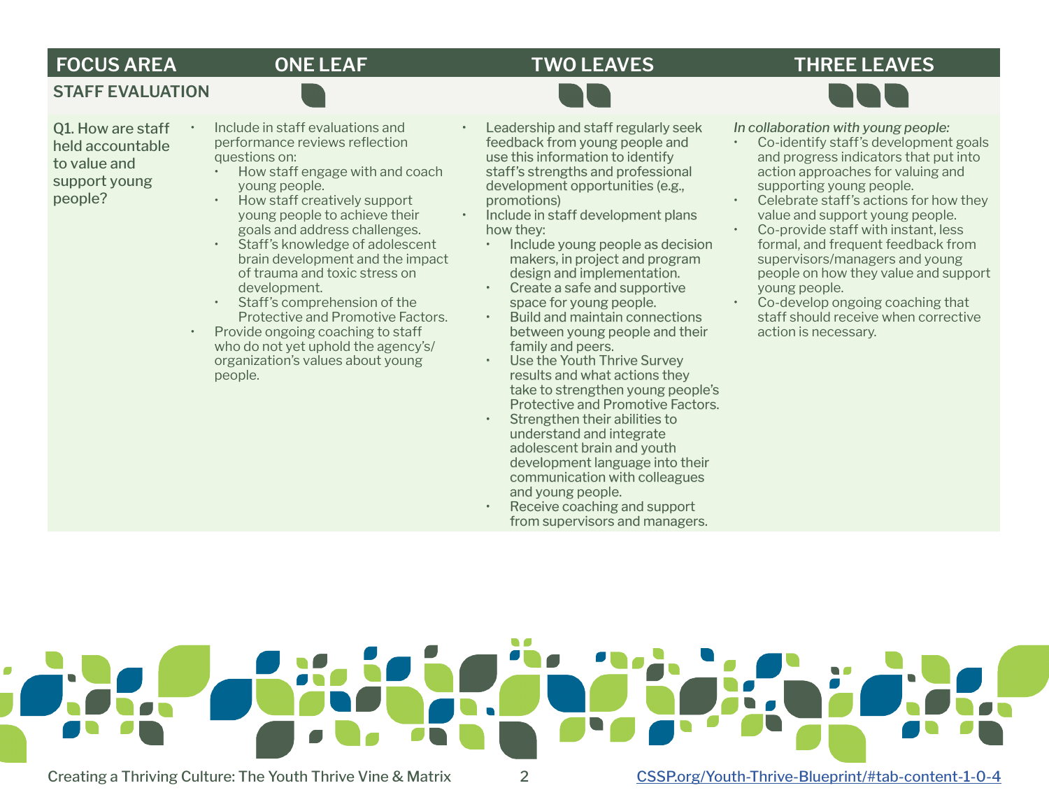| FOCUS AREA | ONE LEAF | TWO LEAVES | THREE LEAVES |
|---|---|---|---|
| **STAFF EVALUATION** | | | |
| Q1. How are staff held accountable to value and support young people? | • Include in staff evaluations and performance reviews reflection questions on:<br>  ◦ How staff engage with and coach young people.<br>  ◦ How staff creatively support young people to achieve their goals and address challenges.<br>  ◦ Staff's knowledge of adolescent brain development and the impact of trauma and toxic stress on development.<br>  ◦ Staff's comprehension of the Protective and Promotive Factors.<br>• Provide ongoing coaching to staff who do not yet uphold the agency's/organization's values about young people. | • Leadership and staff regularly seek feedback from young people and use this information to identify staff's strengths and professional development opportunities (e.g., promotions)<br>• Include in staff development plans how they:<br>  ◦ Include young people as decision makers, in project and program design and implementation.<br>  ◦ Create a safe and supportive space for young people.<br>  ◦ Build and maintain connections between young people and their family and peers.<br>  ◦ Use the Youth Thrive Survey results and what actions they take to strengthen young people's Protective and Promotive Factors.<br>  ◦ Strengthen their abilities to understand and integrate adolescent brain and youth development language into their communication with colleagues and young people.<br>  ◦ Receive coaching and support from supervisors and managers. | *In collaboration with young people:*<br>• Co-identify staff's development goals and progress indicators that put into action approaches for valuing and supporting young people.<br>• Celebrate staff's actions for how they value and support young people.<br>• Co-provide staff with instant, less formal, and frequent feedback from supervisors/managers and young people on how they value and support young people.<br>• Co-develop ongoing coaching that staff should receive when corrective action is necessary. |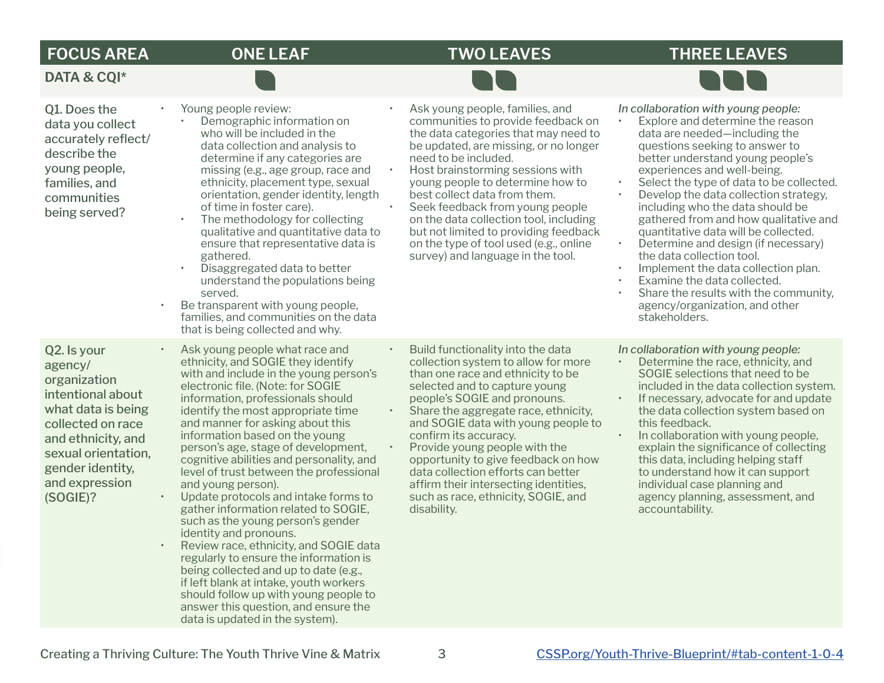| FOCUS AREA | ONE LEAF | TWO LEAVES | THREE LEAVES |
|---|---|---|---|
| **DATA & CQI*** | | | |
| Q1. Does the data you collect accurately reflect/ describe the young people, families, and communities being served? | • Young people review:<br>◦ Demographic information on who will be included in the data collection and analysis to determine if any categories are missing (e.g., age group, race and ethnicity, placement type, sexual orientation, gender identity, length of time in foster care).<br>◦ The methodology for collecting qualitative and quantitative data to ensure that representative data is gathered.<br>◦ Disaggregated data to better understand the populations being served.<br>• Be transparent with young people, families, and communities on the data that is being collected and why. | • Ask young people, families, and communities to provide feedback on the data categories that may need to be updated, are missing, or no longer need to be included.<br>• Host brainstorming sessions with young people to determine how to best collect data from them.<br>• Seek feedback from young people on the data collection tool, including but not limited to providing feedback on the type of tool used (e.g., online survey) and language in the tool. | *In collaboration with young people:*<br>• Explore and determine the reason data are needed—including the questions seeking to answer to better understand young people's experiences and well-being.<br>• Select the type of data to be collected.<br>• Develop the data collection strategy, including who the data should be gathered from and how qualitative and quantitative data will be collected.<br>• Determine and design (if necessary) the data collection tool.<br>• Implement the data collection plan.<br>• Examine the data collected.<br>• Share the results with the community, agency/organization, and other stakeholders. |
| Q2. Is your agency/ organization intentional about what data is being collected on race and ethnicity, and sexual orientation, gender identity, and expression (SOGIE)? | • Ask young people what race and ethnicity, and SOGIE they identify with and include in the young person's electronic file. (Note: for SOGIE information, professionals should identify the most appropriate time and manner for asking about this information based on the young person's age, stage of development, cognitive abilities and personality, and level of trust between the professional and young person).<br>• Update protocols and intake forms to gather information related to SOGIE, such as the young person's gender identity and pronouns.<br>• Review race, ethnicity, and SOGIE data regularly to ensure the information is being collected and up to date (e.g., if left blank at intake, youth workers should follow up with young people to answer this question, and ensure the data is updated in the system). | • Build functionality into the data collection system to allow for more than one race and ethnicity to be selected and to capture young people's SOGIE and pronouns.<br>• Share the aggregate race, ethnicity, and SOGIE data with young people to confirm its accuracy.<br>• Provide young people with the opportunity to give feedback on how data collection efforts can better affirm their intersecting identities, such as race, ethnicity, SOGIE, and disability. | *In collaboration with young people:*<br>• Determine the race, ethnicity, and SOGIE selections that need to be included in the data collection system.<br>• If necessary, advocate for and update the data collection system based on this feedback.<br>• In collaboration with young people, explain the significance of collecting this data, including helping staff to understand how it can support individual case planning and agency planning, assessment, and accountability. |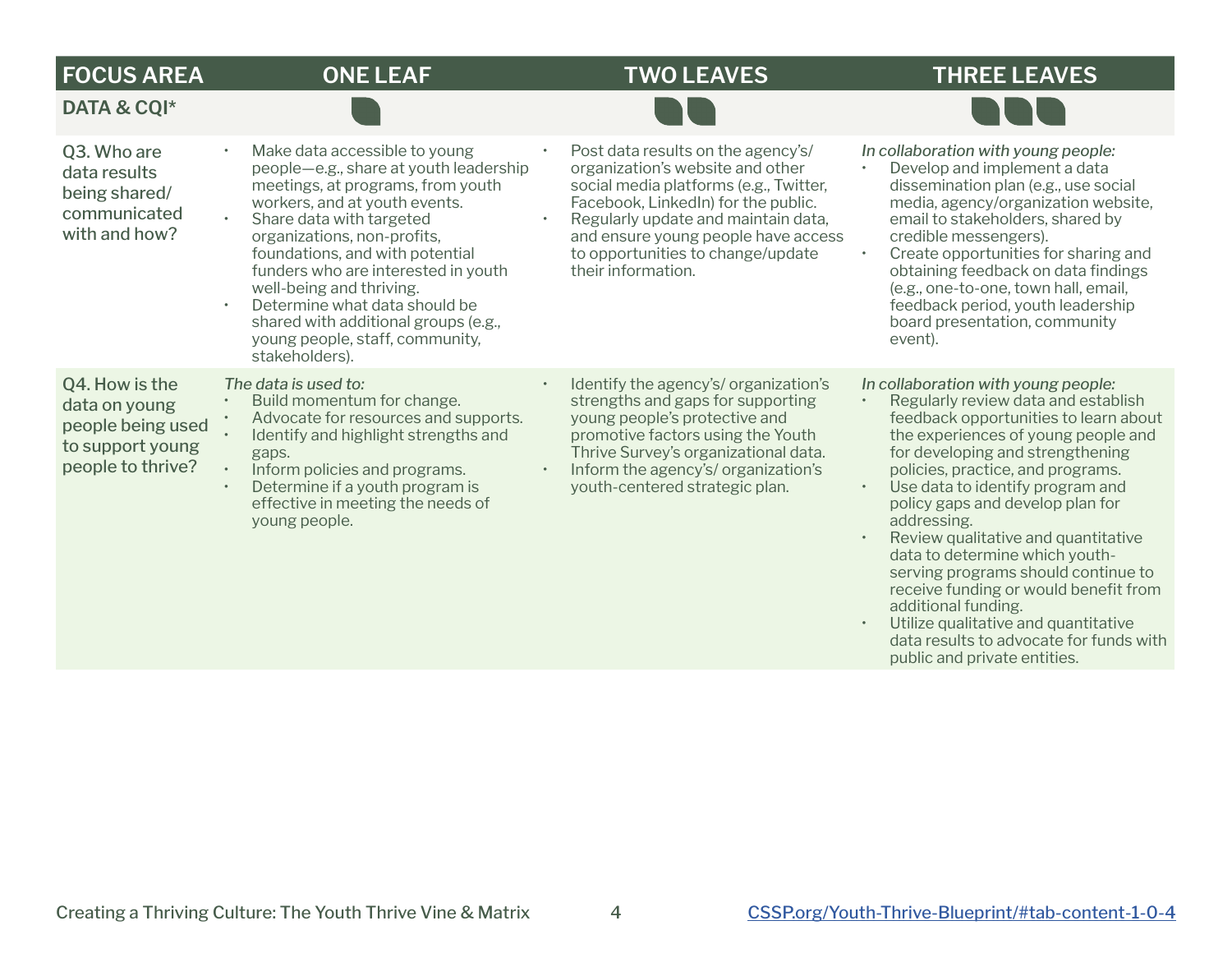| FOCUS AREA | ONE LEAF | TWO LEAVES | THREE LEAVES |
|---|---|---|---|
| **DATA & CQI*** | | | |
| Q3. Who are data results being shared/ communicated with and how? | • Make data accessible to young people—e.g., share at youth leadership meetings, at programs, from youth workers, and at youth events.<br>• Share data with targeted organizations, non-profits, foundations, and with potential funders who are interested in youth well-being and thriving.<br>• Determine what data should be shared with additional groups (e.g., young people, staff, community, stakeholders). | • Post data results on the agency's/ organization's website and other social media platforms (e.g., Twitter, Facebook, LinkedIn) for the public.<br>• Regularly update and maintain data, and ensure young people have access to opportunities to change/update their information. | *In collaboration with young people:*<br>• Develop and implement a data dissemination plan (e.g., use social media, agency/organization website, email to stakeholders, shared by credible messengers).<br>• Create opportunities for sharing and obtaining feedback on data findings (e.g., one-to-one, town hall, email, feedback period, youth leadership board presentation, community event). |
| Q4. How is the data on young people being used to support young people to thrive? | *The data is used to:*<br>• Build momentum for change.<br>• Advocate for resources and supports.<br>• Identify and highlight strengths and gaps.<br>• Inform policies and programs.<br>• Determine if a youth program is effective in meeting the needs of young people. | • Identify the agency's/ organization's strengths and gaps for supporting young people's protective and promotive factors using the Youth Thrive Survey's organizational data.<br>• Inform the agency's/ organization's youth-centered strategic plan. | *In collaboration with young people:*<br>• Regularly review data and establish feedback opportunities to learn about the experiences of young people and for developing and strengthening policies, practice, and programs.<br>• Use data to identify program and policy gaps and develop plan for addressing.<br>• Review qualitative and quantitative data to determine which youth-serving programs should continue to receive funding or would benefit from additional funding.<br>• Utilize qualitative and quantitative data results to advocate for funds with public and private entities. |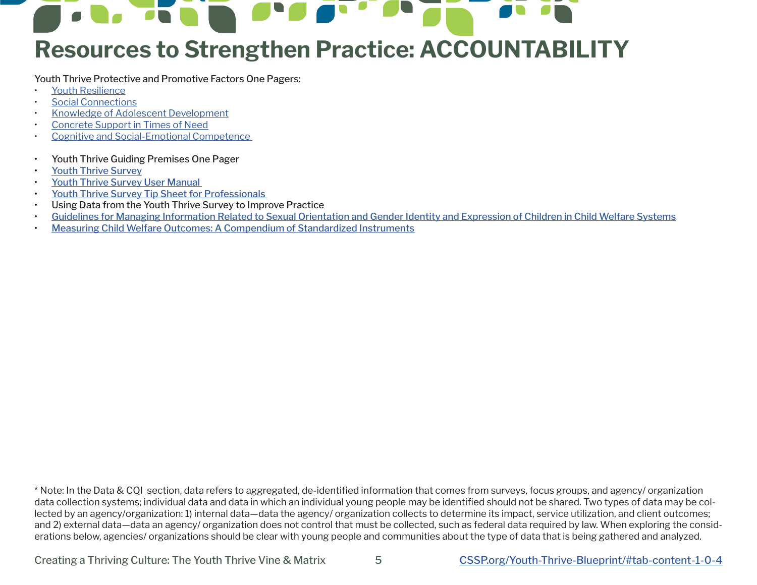# Resources to Strengthen Practice: ACCOUNTABILITY

Youth Thrive Protective and Promotive Factors One Pagers:

- Youth Resilience
- Social Connections
- Knowledge of Adolescent Development
- Concrete Support in Times of Need
- Cognitive and Social-Emotional Competence

- Youth Thrive Guiding Premises One Pager
- Youth Thrive Survey
- Youth Thrive Survey User Manual
- Youth Thrive Survey Tip Sheet for Professionals
- Using Data from the Youth Thrive Survey to Improve Practice
- Guidelines for Managing Information Related to Sexual Orientation and Gender Identity and Expression of Children in Child Welfare Systems
- Measuring Child Welfare Outcomes: A Compendium of Standardized Instruments

* Note: In the Data & CQI section, data refers to aggregated, de-identified information that comes from surveys, focus groups, and agency/ organization data collection systems; individual data and data in which an individual young people may be identified should not be shared. Two types of data may be collected by an agency/organization: 1) internal data—data the agency/ organization collects to determine its impact, service utilization, and client outcomes; and 2) external data—data an agency/ organization does not control that must be collected, such as federal data required by law. When exploring the considerations below, agencies/ organizations should be clear with young people and communities about the type of data that is being gathered and analyzed.